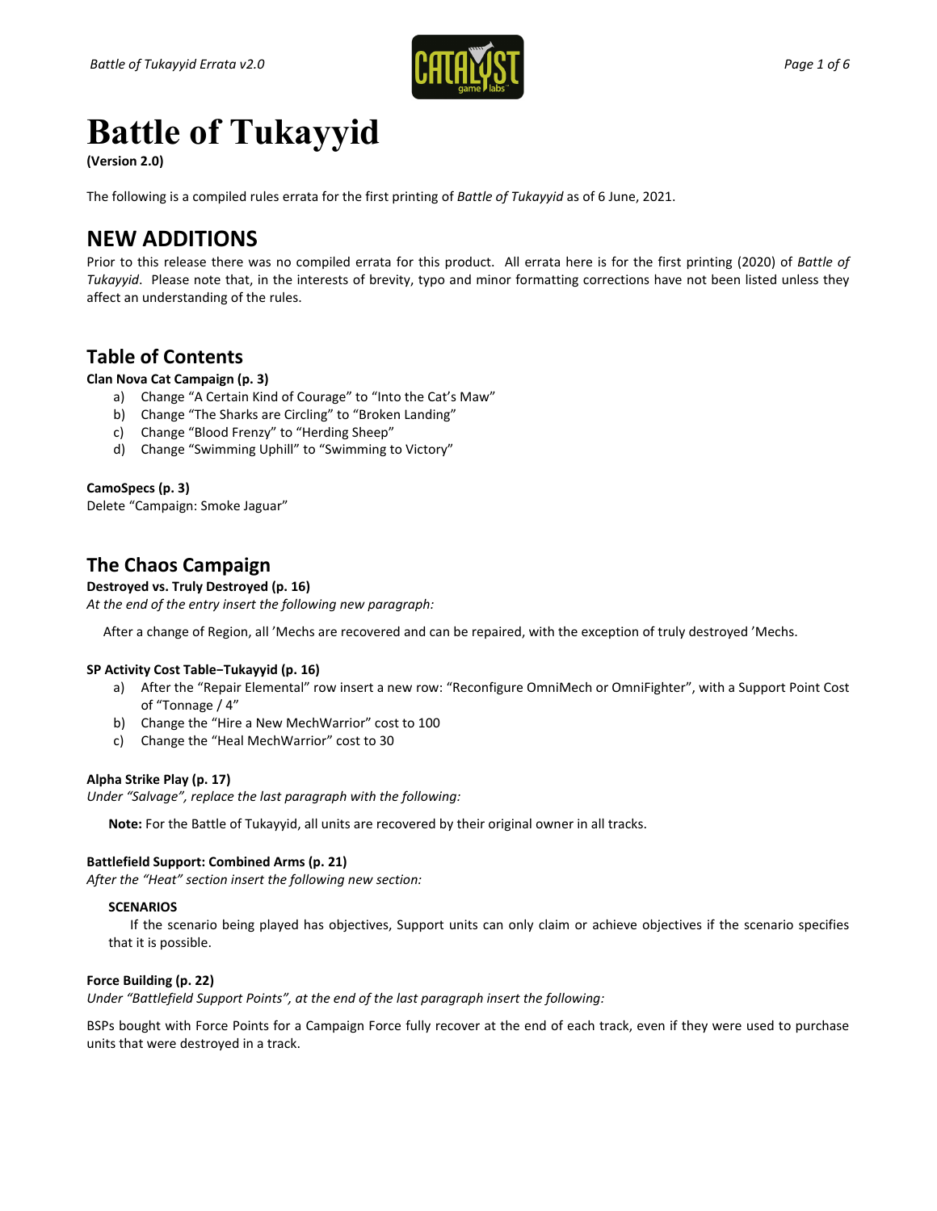# Battle of Tukayyid

**(Version 2.0)**

The following is a compiled rules errata for the first printing of *Battle of Tukayyid* as of 6 June, 2021.

## NEW ADDITIONS

Prior to this release there was no compiled errata for this product. All errata here is for the first printing (2020) of *Battle of Tukayyid*. Please note that, in the interests of brevity, typo and minor formatting corrections have not been listed unless they affect an understanding of the rules.

### Table of Contents

**Clan Nova Cat Campaign (p. 3)**

a) Change "A Certain Kind of Courage" to "Into the Cat's Maw"
b) Change "The Sharks are Circling" to "Broken Landing"
c) Change "Blood Frenzy" to "Herding Sheep"
d) Change "Swimming Uphill" to "Swimming to Victory"

**CamoSpecs (p. 3)**

Delete "Campaign: Smoke Jaguar"

### The Chaos Campaign

**Destroyed vs. Truly Destroyed (p. 16)**

*At the end of the entry insert the following new paragraph:*

After a change of Region, all 'Mechs are recovered and can be repaired, with the exception of truly destroyed 'Mechs.

**SP Activity Cost Table–Tukayyid (p. 16)**

a) After the "Repair Elemental" row insert a new row: "Reconfigure OmniMech or OmniFighter", with a Support Point Cost of "Tonnage / 4"
b) Change the "Hire a New MechWarrior" cost to 100
c) Change the "Heal MechWarrior" cost to 30

**Alpha Strike Play (p. 17)**

*Under "Salvage", replace the last paragraph with the following:*

**Note:** For the Battle of Tukayyid, all units are recovered by their original owner in all tracks.

**Battlefield Support: Combined Arms (p. 21)**

*After the "Heat" section insert the following new section:*

**SCENARIOS**

If the scenario being played has objectives, Support units can only claim or achieve objectives if the scenario specifies that it is possible.

**Force Building (p. 22)**

*Under "Battlefield Support Points", at the end of the last paragraph insert the following:*

BSPs bought with Force Points for a Campaign Force fully recover at the end of each track, even if they were used to purchase units that were destroyed in a track.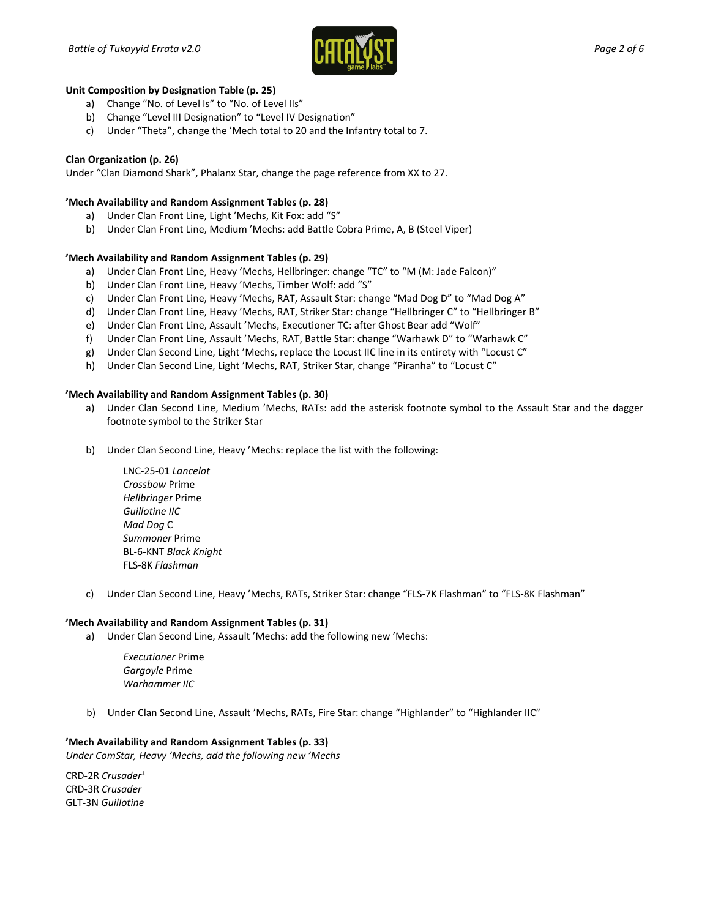**Unit Composition by Designation Table (p. 25)**

a) Change “No. of Level Is” to “No. of Level IIs”
b) Change “Level III Designation” to “Level IV Designation”
c) Under “Theta”, change the ’Mech total to 20 and the Infantry total to 7.

**Clan Organization (p. 26)**

Under “Clan Diamond Shark”, Phalanx Star, change the page reference from XX to 27.

**’Mech Availability and Random Assignment Tables (p. 28)**

a) Under Clan Front Line, Light ’Mechs, Kit Fox: add “S”
b) Under Clan Front Line, Medium ’Mechs: add Battle Cobra Prime, A, B (Steel Viper)

**’Mech Availability and Random Assignment Tables (p. 29)**

a) Under Clan Front Line, Heavy ’Mechs, Hellbringer: change “TC” to “M (M: Jade Falcon)”
b) Under Clan Front Line, Heavy ’Mechs, Timber Wolf: add “S”
c) Under Clan Front Line, Heavy ’Mechs, RAT, Assault Star: change “Mad Dog D” to “Mad Dog A”
d) Under Clan Front Line, Heavy ’Mechs, RAT, Striker Star: change “Hellbringer C” to “Hellbringer B”
e) Under Clan Front Line, Assault ’Mechs, Executioner TC: after Ghost Bear add “Wolf”
f) Under Clan Front Line, Assault ’Mechs, RAT, Battle Star: change “Warhawk D” to “Warhawk C”
g) Under Clan Second Line, Light ’Mechs, replace the Locust IIC line in its entirety with “Locust C”
h) Under Clan Second Line, Light ’Mechs, RAT, Striker Star, change “Piranha” to “Locust C”

**’Mech Availability and Random Assignment Tables (p. 30)**

a) Under Clan Second Line, Medium ’Mechs, RATs: add the asterisk footnote symbol to the Assault Star and the dagger footnote symbol to the Striker Star

b) Under Clan Second Line, Heavy ’Mechs: replace the list with the following:

   LNC-25-01 *Lancelot*
   *Crossbow* Prime
   *Hellbringer* Prime
   *Guillotine IIC*
   *Mad Dog* C
   *Summoner* Prime
   BL-6-KNT *Black Knight*
   FLS-8K *Flashman*

c) Under Clan Second Line, Heavy ’Mechs, RATs, Striker Star: change “FLS-7K Flashman” to “FLS-8K Flashman”

**’Mech Availability and Random Assignment Tables (p. 31)**

a) Under Clan Second Line, Assault ’Mechs: add the following new ’Mechs:

   *Executioner* Prime
   *Gargoyle* Prime
   *Warhammer IIC*

b) Under Clan Second Line, Assault ’Mechs, RATs, Fire Star: change “Highlander” to “Highlander IIC”

**’Mech Availability and Random Assignment Tables (p. 33)**

*Under ComStar, Heavy ’Mechs, add the following new ’Mechs*

CRD-2R *Crusader*‡
CRD-3R *Crusader*
GLT-3N *Guillotine*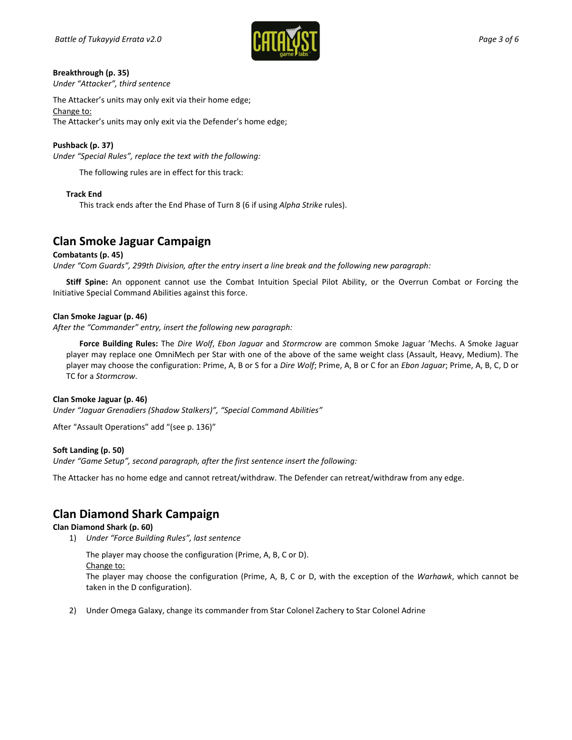**Breakthrough (p. 35)**
*Under "Attacker", third sentence*

The Attacker's units may only exit via their home edge;
Change to:
The Attacker's units may only exit via the Defender's home edge;

**Pushback (p. 37)**
*Under "Special Rules", replace the text with the following:*

> The following rules are in effect for this track:
>
> **Track End**
> This track ends after the End Phase of Turn 8 (6 if using *Alpha Strike* rules).

## Clan Smoke Jaguar Campaign

**Combatants (p. 45)**
*Under "Com Guards", 299th Division, after the entry insert a line break and the following new paragraph:*

**Stiff Spine:** An opponent cannot use the Combat Intuition Special Pilot Ability, or the Overrun Combat or Forcing the Initiative Special Command Abilities against this force.

**Clan Smoke Jaguar (p. 46)**
*After the "Commander" entry, insert the following new paragraph:*

> **Force Building Rules:** The *Dire Wolf*, *Ebon Jaguar* and *Stormcrow* are common Smoke Jaguar 'Mechs. A Smoke Jaguar player may replace one OmniMech per Star with one of the above of the same weight class (Assault, Heavy, Medium). The player may choose the configuration: Prime, A, B or S for a *Dire Wolf*; Prime, A, B or C for an *Ebon Jaguar*; Prime, A, B, C, D or TC for a *Stormcrow*.

**Clan Smoke Jaguar (p. 46)**
*Under "Jaguar Grenadiers (Shadow Stalkers)", "Special Command Abilities"*

After "Assault Operations" add "(see p. 136)"

**Soft Landing (p. 50)**
*Under "Game Setup", second paragraph, after the first sentence insert the following:*

The Attacker has no home edge and cannot retreat/withdraw. The Defender can retreat/withdraw from any edge.

## Clan Diamond Shark Campaign

**Clan Diamond Shark (p. 60)**

1) *Under "Force Building Rules", last sentence*

   The player may choose the configuration (Prime, A, B, C or D).
   Change to:
   The player may choose the configuration (Prime, A, B, C or D, with the exception of the *Warhawk*, which cannot be taken in the D configuration).

2) Under Omega Galaxy, change its commander from Star Colonel Zachery to Star Colonel Adrine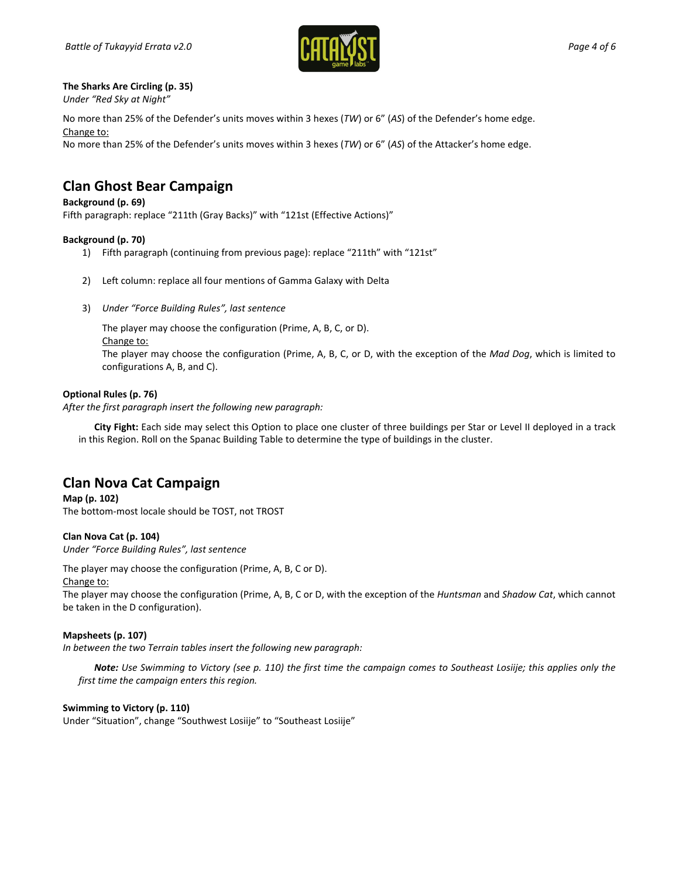**The Sharks Are Circling (p. 35)**

*Under "Red Sky at Night"*

No more than 25% of the Defender's units moves within 3 hexes (*TW*) or 6" (*AS*) of the Defender's home edge.

Change to:

No more than 25% of the Defender's units moves within 3 hexes (*TW*) or 6" (*AS*) of the Attacker's home edge.

## Clan Ghost Bear Campaign

**Background (p. 69)**

Fifth paragraph: replace "211th (Gray Backs)" with "121st (Effective Actions)"

**Background (p. 70)**

1) Fifth paragraph (continuing from previous page): replace "211th" with "121st"

2) Left column: replace all four mentions of Gamma Galaxy with Delta

3) *Under "Force Building Rules", last sentence*

   The player may choose the configuration (Prime, A, B, C, or D).

   Change to:

   The player may choose the configuration (Prime, A, B, C, or D, with the exception of the *Mad Dog*, which is limited to configurations A, B, and C).

**Optional Rules (p. 76)**

*After the first paragraph insert the following new paragraph:*

> **City Fight:** Each side may select this Option to place one cluster of three buildings per Star or Level II deployed in a track in this Region. Roll on the Spanac Building Table to determine the type of buildings in the cluster.

## Clan Nova Cat Campaign

**Map (p. 102)**

The bottom-most locale should be TOST, not TROST

**Clan Nova Cat (p. 104)**

*Under "Force Building Rules", last sentence*

The player may choose the configuration (Prime, A, B, C or D).

Change to:

The player may choose the configuration (Prime, A, B, C or D, with the exception of the *Huntsman* and *Shadow Cat*, which cannot be taken in the D configuration).

**Mapsheets (p. 107)**

*In between the two Terrain tables insert the following new paragraph:*

> ***Note:*** *Use Swimming to Victory (see p. 110) the first time the campaign comes to Southeast Losiije; this applies only the first time the campaign enters this region.*

**Swimming to Victory (p. 110)**

Under "Situation", change "Southwest Losiije" to "Southeast Losiije"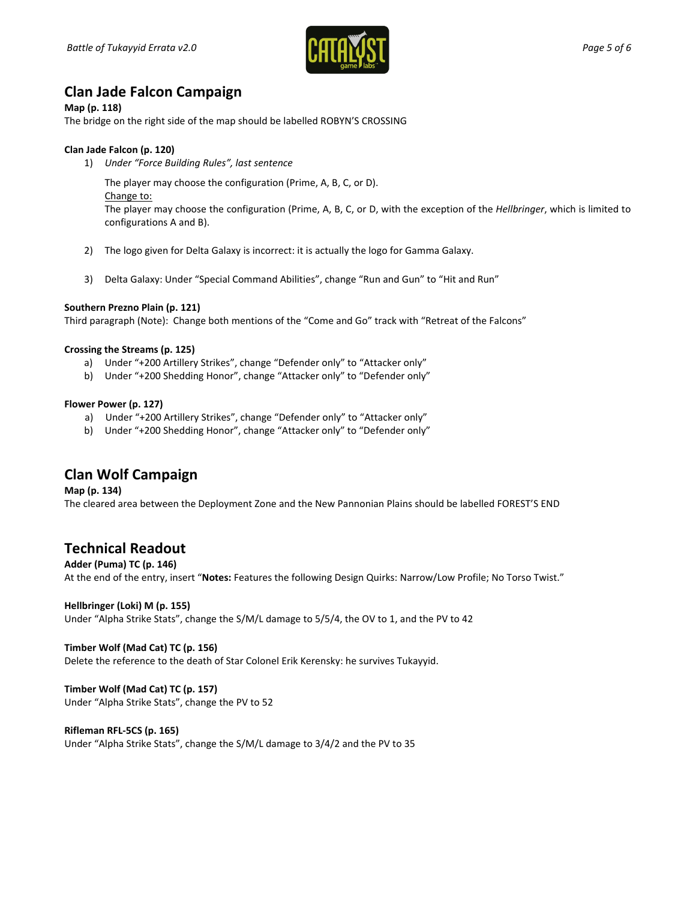## Clan Jade Falcon Campaign

**Map (p. 118)**
The bridge on the right side of the map should be labelled ROBYN'S CROSSING

**Clan Jade Falcon (p. 120)**

1) *Under "Force Building Rules", last sentence*

   The player may choose the configuration (Prime, A, B, C, or D).
   Change to:
   The player may choose the configuration (Prime, A, B, C, or D, with the exception of the *Hellbringer*, which is limited to configurations A and B).

2) The logo given for Delta Galaxy is incorrect: it is actually the logo for Gamma Galaxy.

3) Delta Galaxy: Under "Special Command Abilities", change "Run and Gun" to "Hit and Run"

**Southern Prezno Plain (p. 121)**
Third paragraph (Note): Change both mentions of the "Come and Go" track with "Retreat of the Falcons"

**Crossing the Streams (p. 125)**

a) Under "+200 Artillery Strikes", change "Defender only" to "Attacker only"
b) Under "+200 Shedding Honor", change "Attacker only" to "Defender only"

**Flower Power (p. 127)**

a) Under "+200 Artillery Strikes", change "Defender only" to "Attacker only"
b) Under "+200 Shedding Honor", change "Attacker only" to "Defender only"

## Clan Wolf Campaign

**Map (p. 134)**
The cleared area between the Deployment Zone and the New Pannonian Plains should be labelled FOREST'S END

## Technical Readout

**Adder (Puma) TC (p. 146)**
At the end of the entry, insert "**Notes:** Features the following Design Quirks: Narrow/Low Profile; No Torso Twist."

**Hellbringer (Loki) M (p. 155)**
Under "Alpha Strike Stats", change the S/M/L damage to 5/5/4, the OV to 1, and the PV to 42

**Timber Wolf (Mad Cat) TC (p. 156)**
Delete the reference to the death of Star Colonel Erik Kerensky: he survives Tukayyid.

**Timber Wolf (Mad Cat) TC (p. 157)**
Under "Alpha Strike Stats", change the PV to 52

**Rifleman RFL-5CS (p. 165)**
Under "Alpha Strike Stats", change the S/M/L damage to 3/4/2 and the PV to 35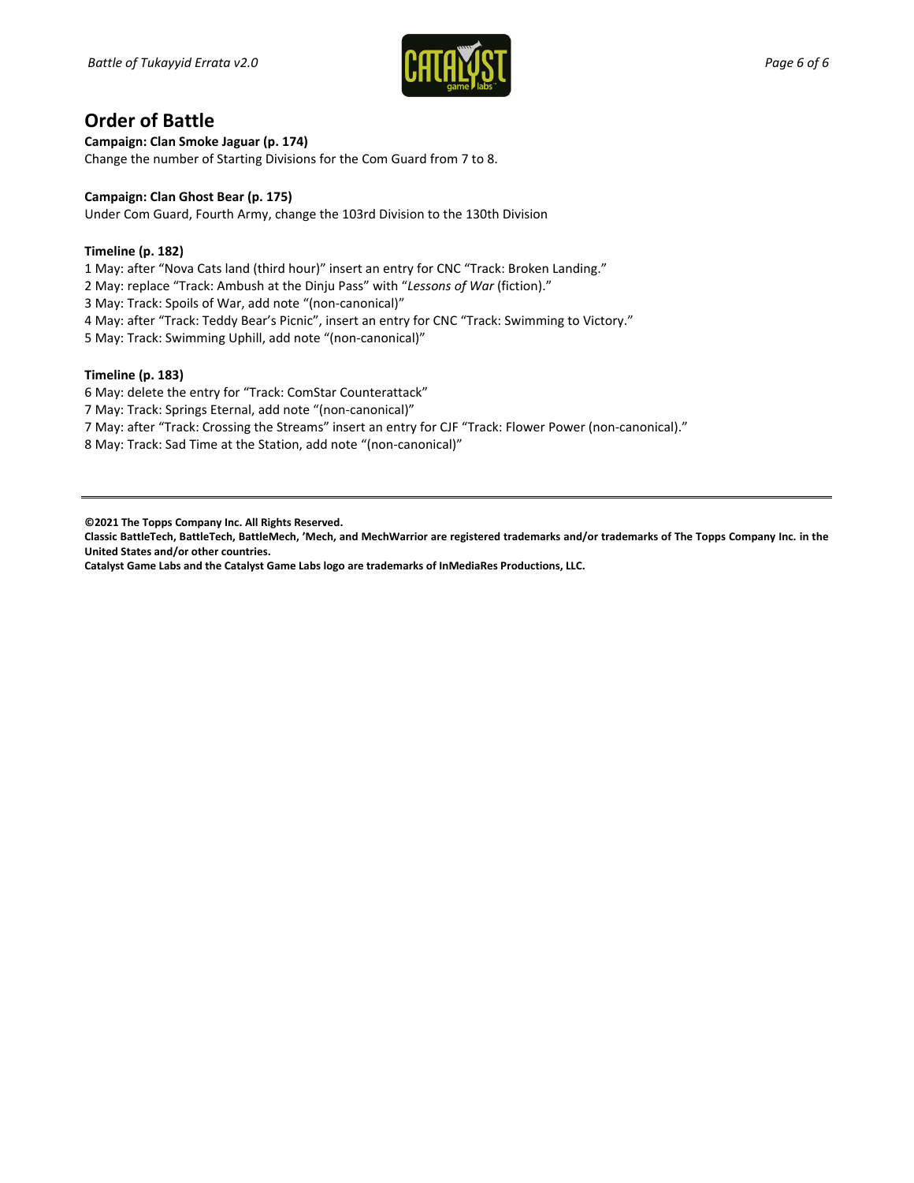## Order of Battle

**Campaign: Clan Smoke Jaguar (p. 174)**

Change the number of Starting Divisions for the Com Guard from 7 to 8.

**Campaign: Clan Ghost Bear (p. 175)**

Under Com Guard, Fourth Army, change the 103rd Division to the 130th Division

**Timeline (p. 182)**

1 May: after "Nova Cats land (third hour)" insert an entry for CNC "Track: Broken Landing."
2 May: replace "Track: Ambush at the Dinju Pass" with "*Lessons of War* (fiction)."
3 May: Track: Spoils of War, add note "(non-canonical)"
4 May: after "Track: Teddy Bear's Picnic", insert an entry for CNC "Track: Swimming to Victory."
5 May: Track: Swimming Uphill, add note "(non-canonical)"

**Timeline (p. 183)**

6 May: delete the entry for "Track: ComStar Counterattack"
7 May: Track: Springs Eternal, add note "(non-canonical)"
7 May: after "Track: Crossing the Streams" insert an entry for CJF "Track: Flower Power (non-canonical)."
8 May: Track: Sad Time at the Station, add note "(non-canonical)"

---

**©2021 The Topps Company Inc. All Rights Reserved.**
**Classic BattleTech, BattleTech, BattleMech, 'Mech, and MechWarrior are registered trademarks and/or trademarks of The Topps Company Inc. in the United States and/or other countries.**
**Catalyst Game Labs and the Catalyst Game Labs logo are trademarks of InMediaRes Productions, LLC.**